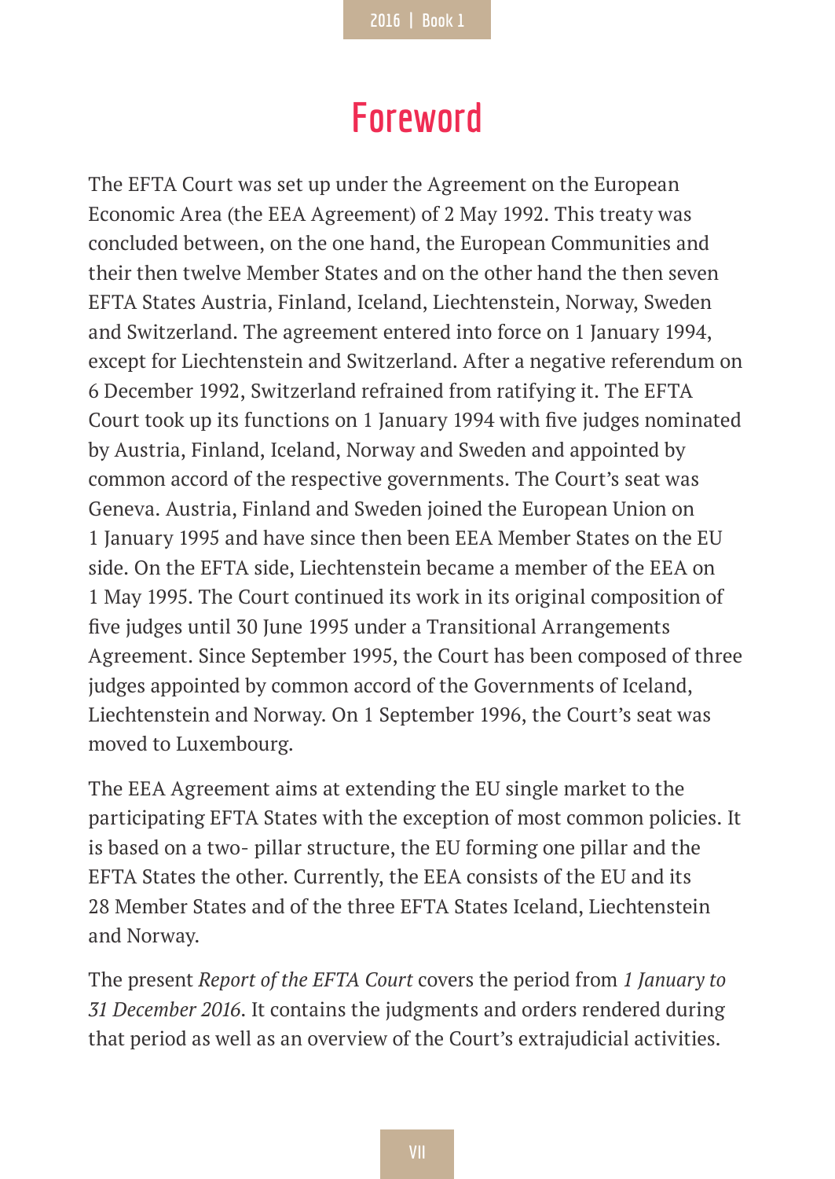# Foreword

The EFTA Court was set up under the Agreement on the European Economic Area (the EEA Agreement) of 2 May 1992. This treaty was concluded between, on the one hand, the European Communities and their then twelve Member States and on the other hand the then seven EFTA States Austria, Finland, Iceland, Liechtenstein, Norway, Sweden and Switzerland. The agreement entered into force on 1 January 1994, except for Liechtenstein and Switzerland. After a negative referendum on 6 December 1992, Switzerland refrained from ratifying it. The EFTA Court took up its functions on 1 January 1994 with five judges nominated by Austria, Finland, Iceland, Norway and Sweden and appointed by common accord of the respective governments. The Court's seat was Geneva. Austria, Finland and Sweden joined the European Union on 1 January 1995 and have since then been EEA Member States on the EU side. On the EFTA side, Liechtenstein became a member of the EEA on 1 May 1995. The Court continued its work in its original composition of five judges until 30 June 1995 under a Transitional Arrangements Agreement. Since September 1995, the Court has been composed of three judges appointed by common accord of the Governments of Iceland, Liechtenstein and Norway. On 1 September 1996, the Court's seat was moved to Luxembourg.

The EEA Agreement aims at extending the EU single market to the participating EFTA States with the exception of most common policies. It is based on a two- pillar structure, the EU forming one pillar and the EFTA States the other. Currently, the EEA consists of the EU and its 28 Member States and of the three EFTA States Iceland, Liechtenstein and Norway.

The present *Report of the EFTA Court* covers the period from *1 January to 31 December 2016*. It contains the judgments and orders rendered during that period as well as an overview of the Court's extrajudicial activities.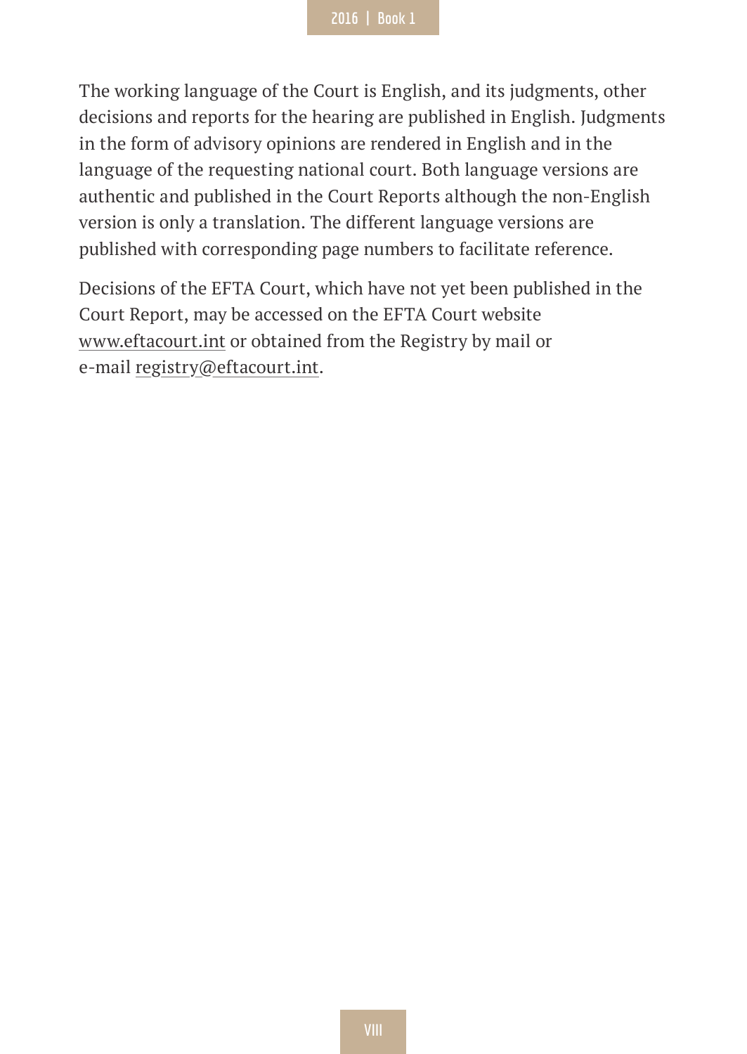The working language of the Court is English, and its judgments, other decisions and reports for the hearing are published in English. Judgments in the form of advisory opinions are rendered in English and in the language of the requesting national court. Both language versions are authentic and published in the Court Reports although the non-English version is only a translation. The different language versions are published with corresponding page numbers to facilitate reference.

Decisions of the EFTA Court, which have not yet been published in the Court Report, may be accessed on the EFTA Court website www.eftacourt.int or obtained from the Registry by mail or e-mail registry@eftacourt.int.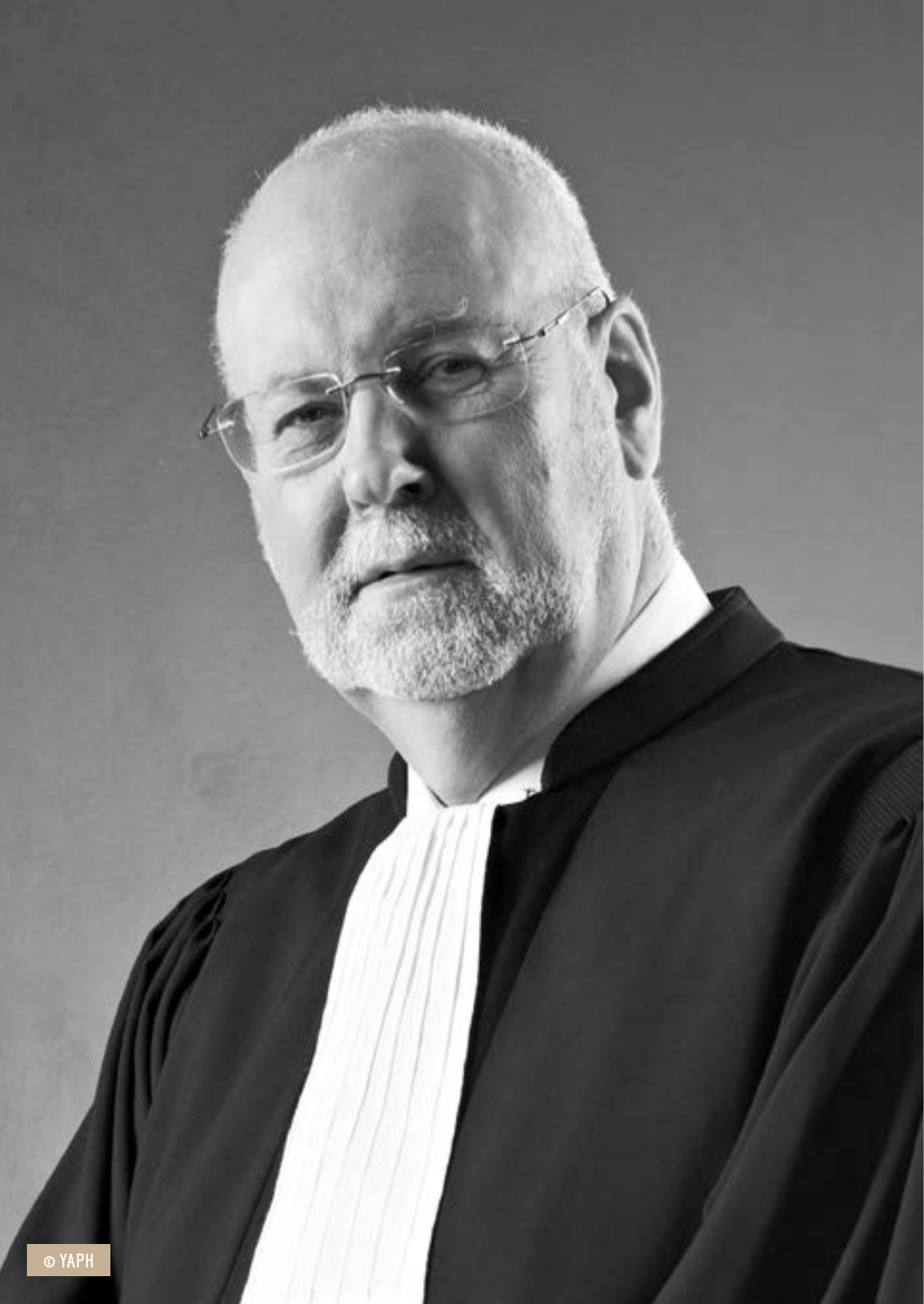© YAPH